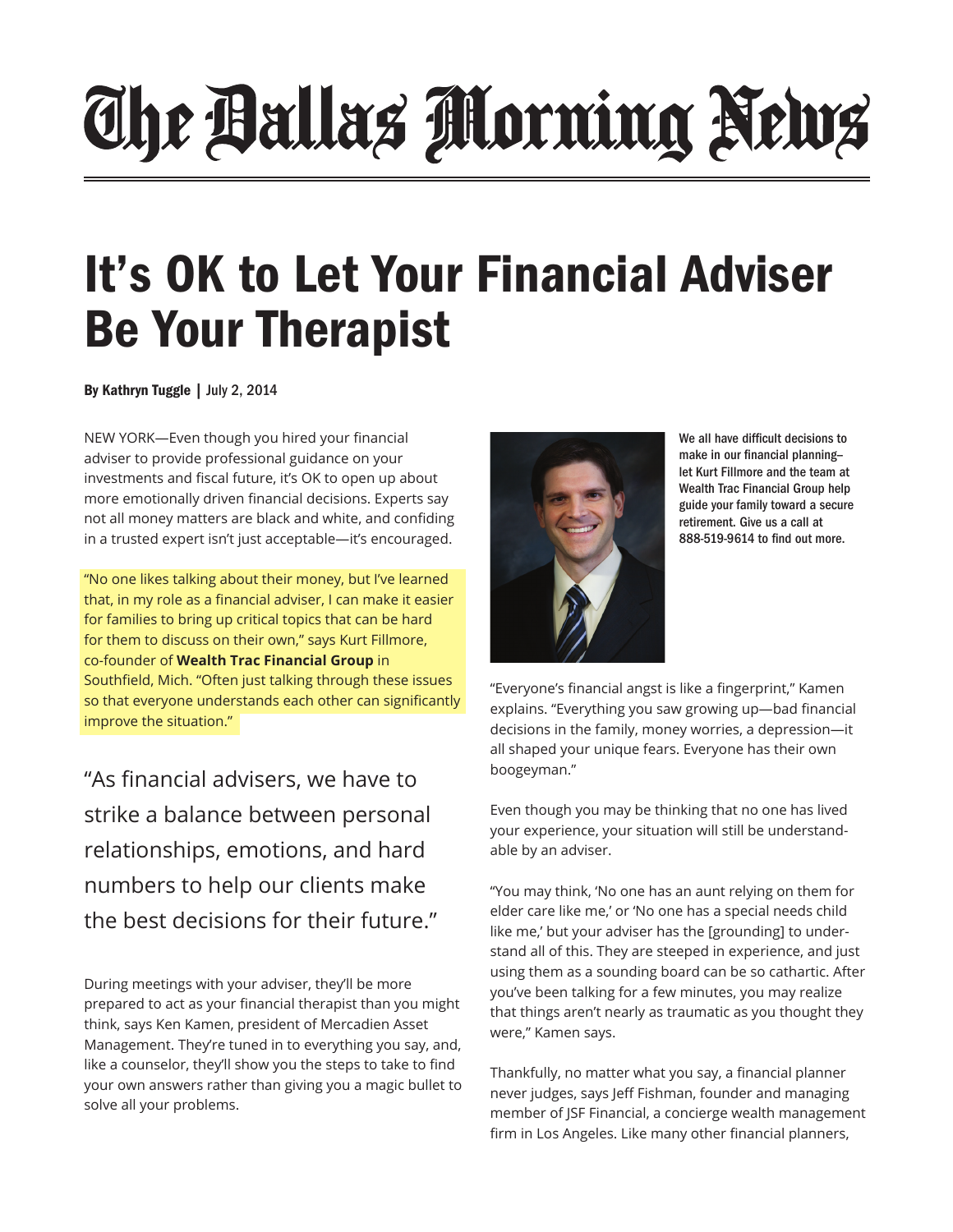# The Dallas Morning News

# It's OK to Let Your Financial Adviser Be Your Therapist

**By Kathryn Tuggle | July 2, 2014**

NEW YORK—Even though you hired your financial adviser to provide professional guidance on your investments and fiscal future, it's OK to open up about more emotionally driven financial decisions. Experts say not all money matters are black and white, and confiding in a trusted expert isn't just acceptable—it's encouraged.

"No one likes talking about their money, but I've learned that, in my role as a financial adviser, I can make it easier for families to bring up critical topics that can be hard for them to discuss on their own," says Kurt Fillmore, co-founder of **Wealth Trac Financial Group** in Southfield, Mich. "Often just talking through these issues so that everyone understands each other can significantly improve the situation."

> "As financial advisers, we have to strike a balance between personal relationships, emotions, and hard numbers to help our clients make the best decisions for their future."

During meetings with your adviser, they'll be more prepared to act as your financial therapist than you might think, says Ken Kamen, president of Mercadien Asset Management. They're tuned in to everything you say, and, like a counselor, they'll show you the steps to take to find your own answers rather than giving you a magic bullet to solve all your problems.

We all have difficult decisions to make in our financial planning–let Kurt Fillmore and the team at Wealth Trac Financial Group help guide your family toward a secure retirement. Give us a call at 888-519-9614 to find out more.

"Everyone's financial angst is like a fingerprint," Kamen explains. "Everything you saw growing up—bad financial decisions in the family, money worries, a depression—it all shaped your unique fears. Everyone has their own boogeyman."

Even though you may be thinking that no one has lived your experience, your situation will still be understandable by an adviser.

"You may think, 'No one has an aunt relying on them for elder care like me,' or 'No one has a special needs child like me,' but your adviser has the [grounding] to understand all of this. They are steeped in experience, and just using them as a sounding board can be so cathartic. After you've been talking for a few minutes, you may realize that things aren't nearly as traumatic as you thought they were," Kamen says.

Thankfully, no matter what you say, a financial planner never judges, says Jeff Fishman, founder and managing member of JSF Financial, a concierge wealth management firm in Los Angeles. Like many other financial planners,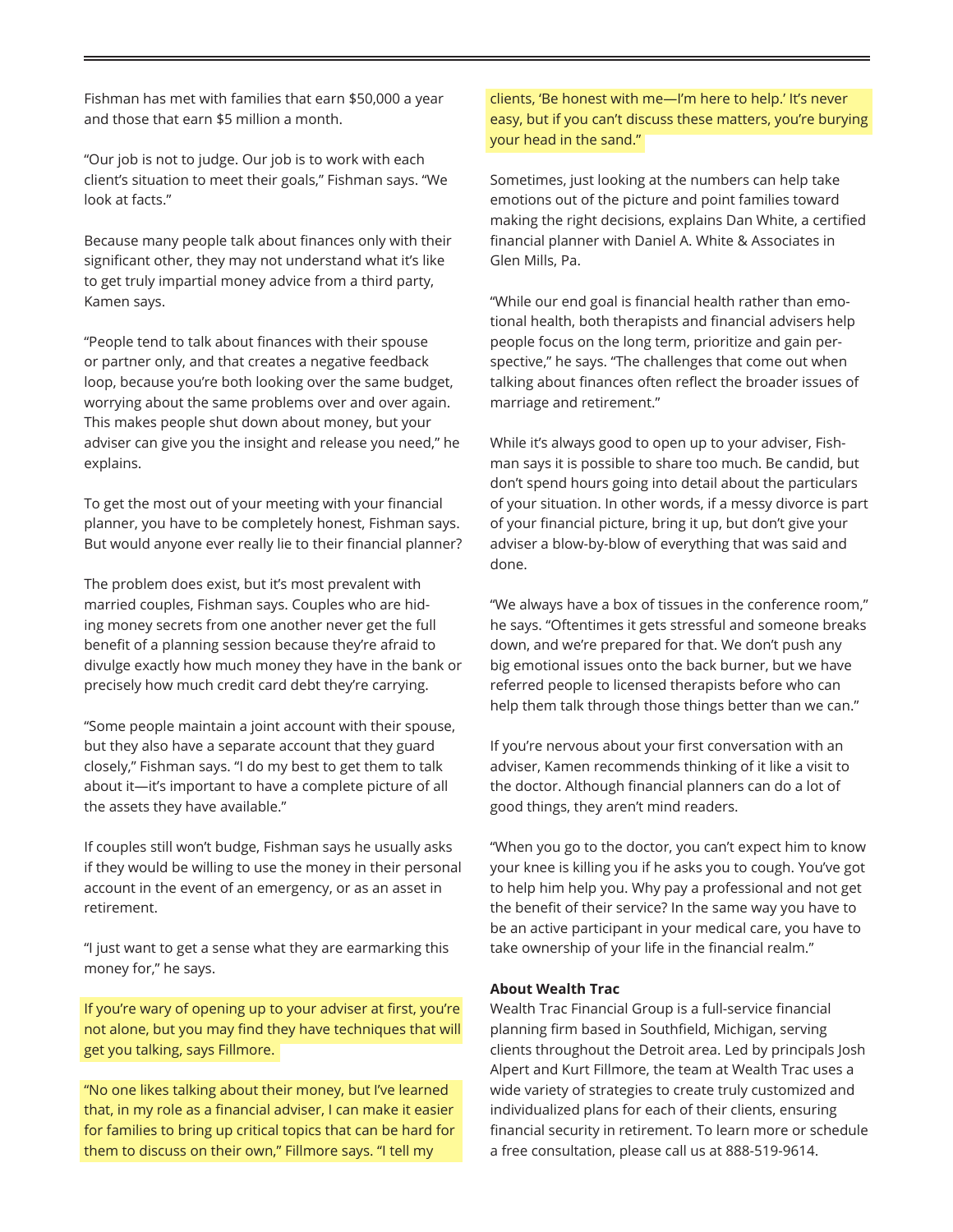Fishman has met with families that earn $50,000 a year and those that earn $5 million a month.

"Our job is not to judge. Our job is to work with each client's situation to meet their goals," Fishman says. "We look at facts."

Because many people talk about finances only with their significant other, they may not understand what it's like to get truly impartial money advice from a third party, Kamen says.

"People tend to talk about finances with their spouse or partner only, and that creates a negative feedback loop, because you're both looking over the same budget, worrying about the same problems over and over again. This makes people shut down about money, but your adviser can give you the insight and release you need," he explains.

To get the most out of your meeting with your financial planner, you have to be completely honest, Fishman says. But would anyone ever really lie to their financial planner?

The problem does exist, but it's most prevalent with married couples, Fishman says. Couples who are hiding money secrets from one another never get the full benefit of a planning session because they're afraid to divulge exactly how much money they have in the bank or precisely how much credit card debt they're carrying.

"Some people maintain a joint account with their spouse, but they also have a separate account that they guard closely," Fishman says. "I do my best to get them to talk about it—it's important to have a complete picture of all the assets they have available."

If couples still won't budge, Fishman says he usually asks if they would be willing to use the money in their personal account in the event of an emergency, or as an asset in retirement.

"I just want to get a sense what they are earmarking this money for," he says.

If you're wary of opening up to your adviser at first, you're not alone, but you may find they have techniques that will get you talking, says Fillmore.

"No one likes talking about their money, but I've learned that, in my role as a financial adviser, I can make it easier for families to bring up critical topics that can be hard for them to discuss on their own," Fillmore says. "I tell my clients, 'Be honest with me—I'm here to help.' It's never easy, but if you can't discuss these matters, you're burying your head in the sand."

Sometimes, just looking at the numbers can help take emotions out of the picture and point families toward making the right decisions, explains Dan White, a certified financial planner with Daniel A. White & Associates in Glen Mills, Pa.

"While our end goal is financial health rather than emotional health, both therapists and financial advisers help people focus on the long term, prioritize and gain perspective," he says. "The challenges that come out when talking about finances often reflect the broader issues of marriage and retirement."

While it's always good to open up to your adviser, Fishman says it is possible to share too much. Be candid, but don't spend hours going into detail about the particulars of your situation. In other words, if a messy divorce is part of your financial picture, bring it up, but don't give your adviser a blow-by-blow of everything that was said and done.

"We always have a box of tissues in the conference room," he says. "Oftentimes it gets stressful and someone breaks down, and we're prepared for that. We don't push any big emotional issues onto the back burner, but we have referred people to licensed therapists before who can help them talk through those things better than we can."

If you're nervous about your first conversation with an adviser, Kamen recommends thinking of it like a visit to the doctor. Although financial planners can do a lot of good things, they aren't mind readers.

"When you go to the doctor, you can't expect him to know your knee is killing you if he asks you to cough. You've got to help him help you. Why pay a professional and not get the benefit of their service? In the same way you have to be an active participant in your medical care, you have to take ownership of your life in the financial realm."

**About Wealth Trac**

Wealth Trac Financial Group is a full-service financial planning firm based in Southfield, Michigan, serving clients throughout the Detroit area. Led by principals Josh Alpert and Kurt Fillmore, the team at Wealth Trac uses a wide variety of strategies to create truly customized and individualized plans for each of their clients, ensuring financial security in retirement. To learn more or schedule a free consultation, please call us at 888-519-9614.